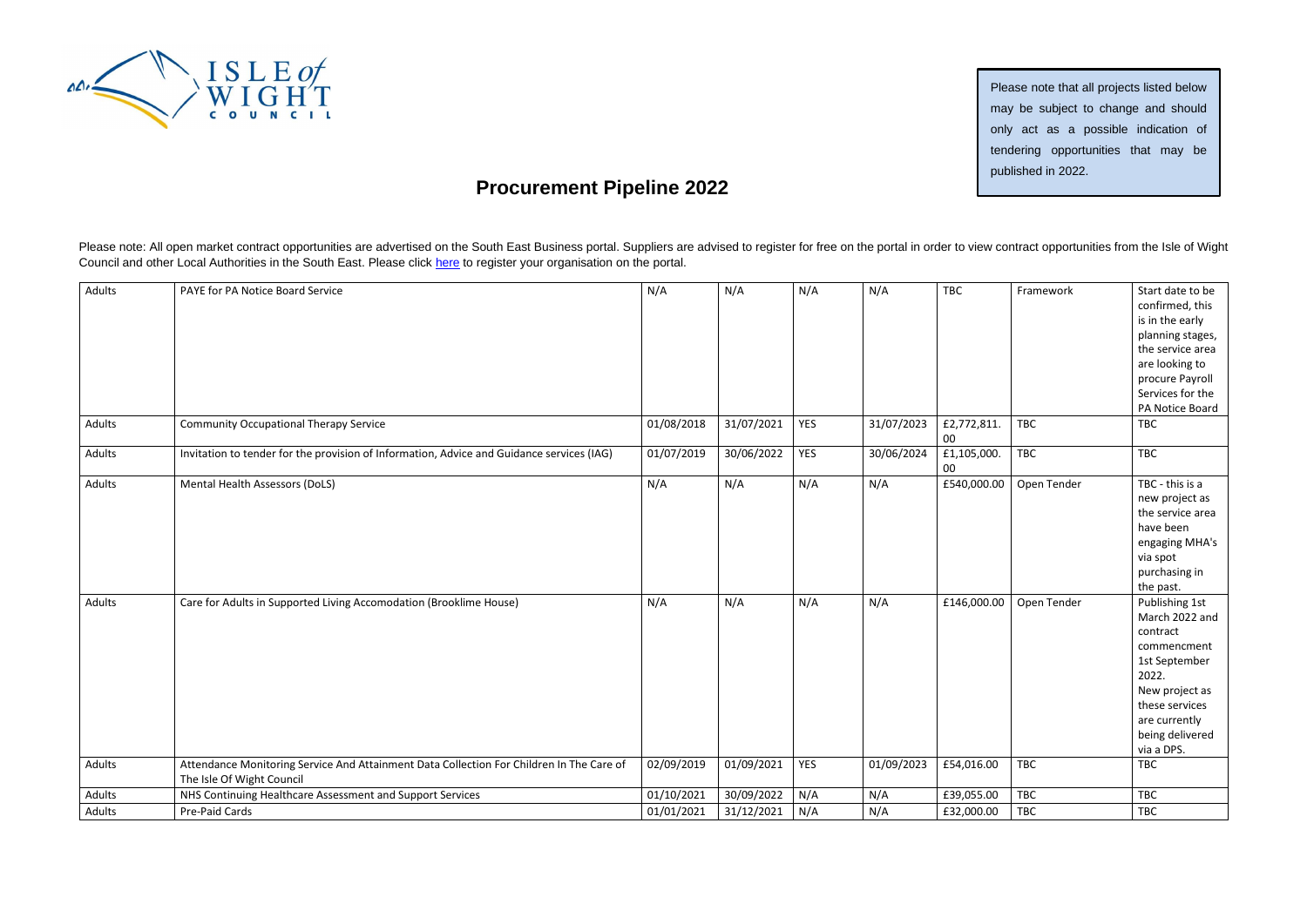Please note that all projects listed below may be subject to change and should only act as a possible indication of tendering opportunities that may be published in 2022.

# Procurement Pipeline 2022

Please note: All open market contract opportunities are advertised on the South East Business portal. Suppliers are advised to register for free on the portal in order to view contract opportunities from the Isle of Wight Council and other Local Authorities in the South East. Please click here to register your organisation on the portal.

| | | | | | | | | |
|---|---|---|---|---|---|---|---|---|
| Adults | PAYE for PA Notice Board Service | N/A | N/A | N/A | N/A | TBC | Framework | Start date to be confirmed, this is in the early planning stages, the service area are looking to procure Payroll Services for the PA Notice Board |
| Adults | Community Occupational Therapy Service | 01/08/2018 | 31/07/2021 | YES | 31/07/2023 | £2,772,811.00 | TBC | TBC |
| Adults | Invitation to tender for the provision of Information, Advice and Guidance services (IAG) | 01/07/2019 | 30/06/2022 | YES | 30/06/2024 | £1,105,000.00 | TBC | TBC |
| Adults | Mental Health Assessors (DoLS) | N/A | N/A | N/A | N/A | £540,000.00 | Open Tender | TBC - this is a new project as the service area have been engaging MHA's via spot purchasing in the past. |
| Adults | Care for Adults in Supported Living Accomodation (Brooklime House) | N/A | N/A | N/A | N/A | £146,000.00 | Open Tender | Publishing 1st March 2022 and contract commencment 1st September 2022. New project as these services are currently being delivered via a DPS. |
| Adults | Attendance Monitoring Service And Attainment Data Collection For Children In The Care of The Isle Of Wight Council | 02/09/2019 | 01/09/2021 | YES | 01/09/2023 | £54,016.00 | TBC | TBC |
| Adults | NHS Continuing Healthcare Assessment and Support Services | 01/10/2021 | 30/09/2022 | N/A | N/A | £39,055.00 | TBC | TBC |
| Adults | Pre-Paid Cards | 01/01/2021 | 31/12/2021 | N/A | N/A | £32,000.00 | TBC | TBC |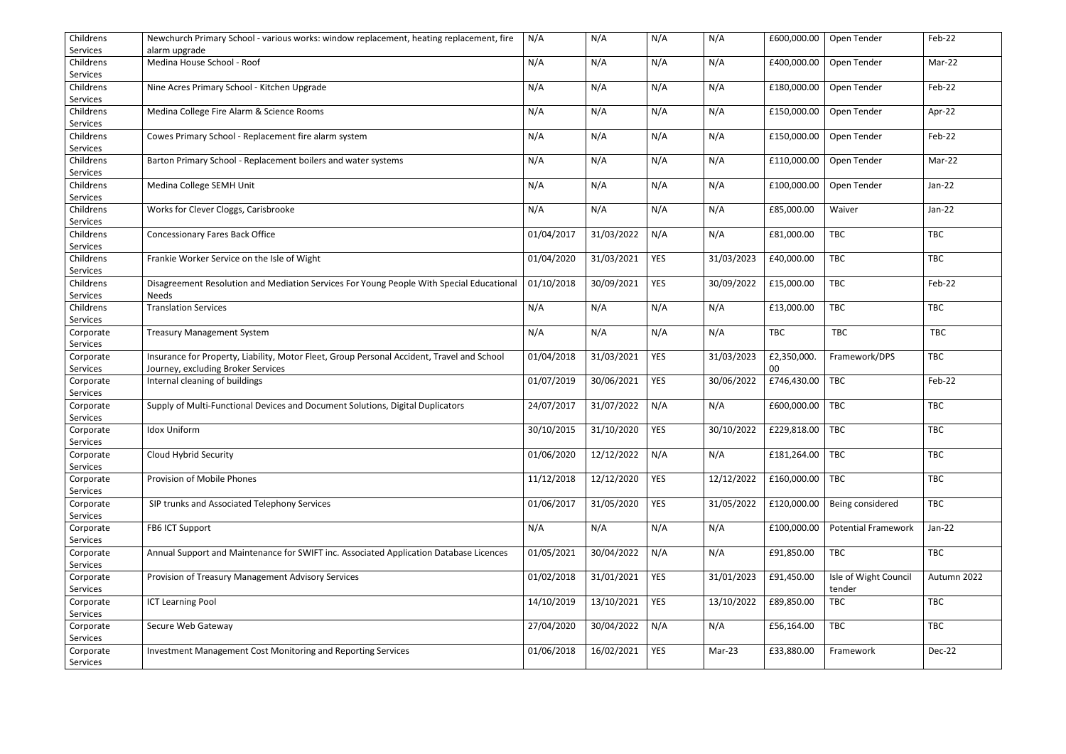| Childrens Services | Newchurch Primary School - various works: window replacement, heating replacement, fire alarm upgrade | N/A | N/A | N/A | N/A | £600,000.00 | Open Tender | Feb-22 |
|---|---|---|---|---|---|---|---|---|
| Childrens Services | Medina House School - Roof | N/A | N/A | N/A | N/A | £400,000.00 | Open Tender | Mar-22 |
| Childrens Services | Nine Acres Primary School - Kitchen Upgrade | N/A | N/A | N/A | N/A | £180,000.00 | Open Tender | Feb-22 |
| Childrens Services | Medina College Fire Alarm & Science Rooms | N/A | N/A | N/A | N/A | £150,000.00 | Open Tender | Apr-22 |
| Childrens Services | Cowes Primary School - Replacement fire alarm system | N/A | N/A | N/A | N/A | £150,000.00 | Open Tender | Feb-22 |
| Childrens Services | Barton Primary School - Replacement boilers and water systems | N/A | N/A | N/A | N/A | £110,000.00 | Open Tender | Mar-22 |
| Childrens Services | Medina College SEMH Unit | N/A | N/A | N/A | N/A | £100,000.00 | Open Tender | Jan-22 |
| Childrens Services | Works for Clever Cloggs, Carisbrooke | N/A | N/A | N/A | N/A | £85,000.00 | Waiver | Jan-22 |
| Childrens Services | Concessionary Fares Back Office | 01/04/2017 | 31/03/2022 | N/A | N/A | £81,000.00 | TBC | TBC |
| Childrens Services | Frankie Worker Service on the Isle of Wight | 01/04/2020 | 31/03/2021 | YES | 31/03/2023 | £40,000.00 | TBC | TBC |
| Childrens Services | Disagreement Resolution and Mediation Services For Young People With Special Educational Needs | 01/10/2018 | 30/09/2021 | YES | 30/09/2022 | £15,000.00 | TBC | Feb-22 |
| Childrens Services | Translation Services | N/A | N/A | N/A | N/A | £13,000.00 | TBC | TBC |
| Corporate Services | Treasury Management System | N/A | N/A | N/A | N/A | TBC | TBC | TBC |
| Corporate Services | Insurance for Property, Liability, Motor Fleet, Group Personal Accident, Travel and School Journey, excluding Broker Services | 01/04/2018 | 31/03/2021 | YES | 31/03/2023 | £2,350,000.00 | Framework/DPS | TBC |
| Corporate Services | Internal cleaning of buildings | 01/07/2019 | 30/06/2021 | YES | 30/06/2022 | £746,430.00 | TBC | Feb-22 |
| Corporate Services | Supply of Multi-Functional Devices and Document Solutions, Digital Duplicators | 24/07/2017 | 31/07/2022 | N/A | N/A | £600,000.00 | TBC | TBC |
| Corporate Services | Idox Uniform | 30/10/2015 | 31/10/2020 | YES | 30/10/2022 | £229,818.00 | TBC | TBC |
| Corporate Services | Cloud Hybrid Security | 01/06/2020 | 12/12/2022 | N/A | N/A | £181,264.00 | TBC | TBC |
| Corporate Services | Provision of Mobile Phones | 11/12/2018 | 12/12/2020 | YES | 12/12/2022 | £160,000.00 | TBC | TBC |
| Corporate Services | SIP trunks and Associated Telephony Services | 01/06/2017 | 31/05/2020 | YES | 31/05/2022 | £120,000.00 | Being considered | TBC |
| Corporate Services | FB6 ICT Support | N/A | N/A | N/A | N/A | £100,000.00 | Potential Framework | Jan-22 |
| Corporate Services | Annual Support and Maintenance for SWIFT inc. Associated Application Database Licences | 01/05/2021 | 30/04/2022 | N/A | N/A | £91,850.00 | TBC | TBC |
| Corporate Services | Provision of Treasury Management Advisory Services | 01/02/2018 | 31/01/2021 | YES | 31/01/2023 | £91,450.00 | Isle of Wight Council tender | Autumn 2022 |
| Corporate Services | ICT Learning Pool | 14/10/2019 | 13/10/2021 | YES | 13/10/2022 | £89,850.00 | TBC | TBC |
| Corporate Services | Secure Web Gateway | 27/04/2020 | 30/04/2022 | N/A | N/A | £56,164.00 | TBC | TBC |
| Corporate Services | Investment Management Cost Monitoring and Reporting Services | 01/06/2018 | 16/02/2021 | YES | Mar-23 | £33,880.00 | Framework | Dec-22 |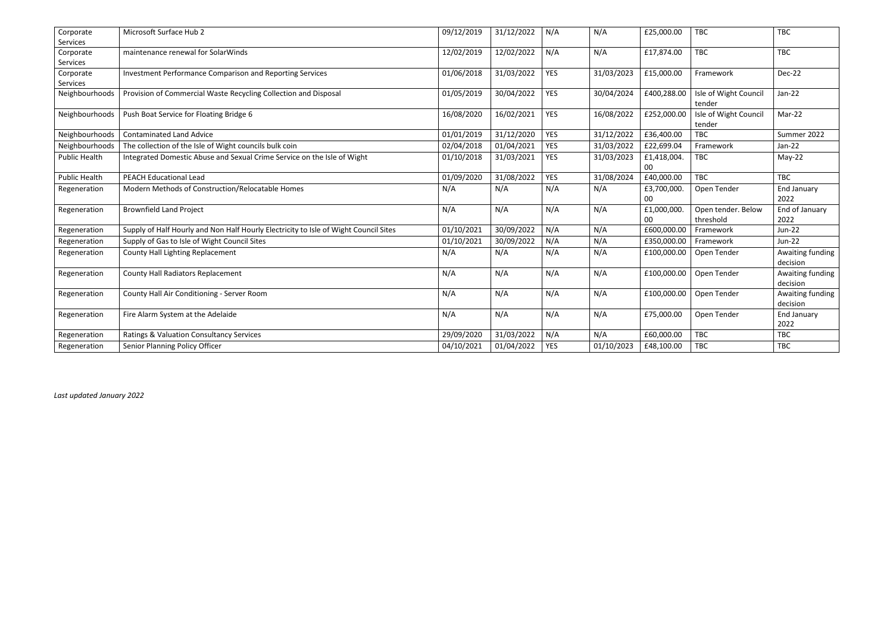| | | | | | | | | |
|---|---|---|---|---|---|---|---|---|
| Corporate Services | Microsoft Surface Hub 2 | 09/12/2019 | 31/12/2022 | N/A | N/A | £25,000.00 | TBC | TBC |
| Corporate Services | maintenance renewal for SolarWinds | 12/02/2019 | 12/02/2022 | N/A | N/A | £17,874.00 | TBC | TBC |
| Corporate Services | Investment Performance Comparison and Reporting Services | 01/06/2018 | 31/03/2022 | YES | 31/03/2023 | £15,000.00 | Framework | Dec-22 |
| Neighbourhoods | Provision of Commercial Waste Recycling Collection and Disposal | 01/05/2019 | 30/04/2022 | YES | 30/04/2024 | £400,288.00 | Isle of Wight Council tender | Jan-22 |
| Neighbourhoods | Push Boat Service for Floating Bridge 6 | 16/08/2020 | 16/02/2021 | YES | 16/08/2022 | £252,000.00 | Isle of Wight Council tender | Mar-22 |
| Neighbourhoods | Contaminated Land Advice | 01/01/2019 | 31/12/2020 | YES | 31/12/2022 | £36,400.00 | TBC | Summer 2022 |
| Neighbourhoods | The collection of the Isle of Wight councils bulk coin | 02/04/2018 | 01/04/2021 | YES | 31/03/2022 | £22,699.04 | Framework | Jan-22 |
| Public Health | Integrated Domestic Abuse and Sexual Crime Service on the Isle of Wight | 01/10/2018 | 31/03/2021 | YES | 31/03/2023 | £1,418,004.00 | TBC | May-22 |
| Public Health | PEACH Educational Lead | 01/09/2020 | 31/08/2022 | YES | 31/08/2024 | £40,000.00 | TBC | TBC |
| Regeneration | Modern Methods of Construction/Relocatable Homes | N/A | N/A | N/A | N/A | £3,700,000.00 | Open Tender | End January 2022 |
| Regeneration | Brownfield Land Project | N/A | N/A | N/A | N/A | £1,000,000.00 | Open tender. Below threshold | End of January 2022 |
| Regeneration | Supply of Half Hourly and Non Half Hourly Electricity to Isle of Wight Council Sites | 01/10/2021 | 30/09/2022 | N/A | N/A | £600,000.00 | Framework | Jun-22 |
| Regeneration | Supply of Gas to Isle of Wight Council Sites | 01/10/2021 | 30/09/2022 | N/A | N/A | £350,000.00 | Framework | Jun-22 |
| Regeneration | County Hall Lighting Replacement | N/A | N/A | N/A | N/A | £100,000.00 | Open Tender | Awaiting funding decision |
| Regeneration | County Hall Radiators Replacement | N/A | N/A | N/A | N/A | £100,000.00 | Open Tender | Awaiting funding decision |
| Regeneration | County Hall Air Conditioning - Server Room | N/A | N/A | N/A | N/A | £100,000.00 | Open Tender | Awaiting funding decision |
| Regeneration | Fire Alarm System at the Adelaide | N/A | N/A | N/A | N/A | £75,000.00 | Open Tender | End January 2022 |
| Regeneration | Ratings & Valuation Consultancy Services | 29/09/2020 | 31/03/2022 | N/A | N/A | £60,000.00 | TBC | TBC |
| Regeneration | Senior Planning Policy Officer | 04/10/2021 | 01/04/2022 | YES | 01/10/2023 | £48,100.00 | TBC | TBC |

*Last updated January 2022*